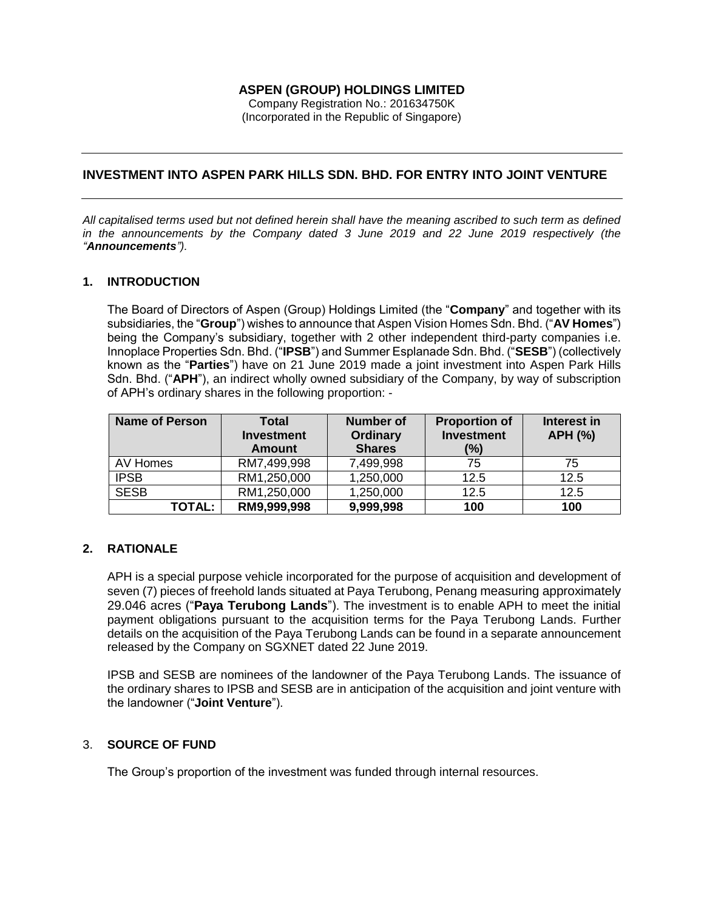# ASPEN (GROUP) HOLDINGS LIMITED

Company Registration No.: 201634750K
(Incorporated in the Republic of Singapore)

---

## INVESTMENT INTO ASPEN PARK HILLS SDN. BHD. FOR ENTRY INTO JOINT VENTURE

---

*All capitalised terms used but not defined herein shall have the meaning ascribed to such term as defined in the announcements by the Company dated 3 June 2019 and 22 June 2019 respectively (the "**Announcements**").*

### 1. INTRODUCTION

The Board of Directors of Aspen (Group) Holdings Limited (the "**Company**" and together with its subsidiaries, the "**Group**") wishes to announce that Aspen Vision Homes Sdn. Bhd. ("**AV Homes**") being the Company's subsidiary, together with 2 other independent third-party companies i.e. Innoplace Properties Sdn. Bhd. ("**IPSB**") and Summer Esplanade Sdn. Bhd. ("**SESB**") (collectively known as the "**Parties**") have on 21 June 2019 made a joint investment into Aspen Park Hills Sdn. Bhd. ("**APH**"), an indirect wholly owned subsidiary of the Company, by way of subscription of APH's ordinary shares in the following proportion: -

| Name of Person | Total Investment Amount | Number of Ordinary Shares | Proportion of Investment (%) | Interest in APH (%) |
|---|---|---|---|---|
| AV Homes | RM7,499,998 | 7,499,998 | 75 | 75 |
| IPSB | RM1,250,000 | 1,250,000 | 12.5 | 12.5 |
| SESB | RM1,250,000 | 1,250,000 | 12.5 | 12.5 |
| **TOTAL:** | **RM9,999,998** | **9,999,998** | **100** | **100** |

### 2. RATIONALE

APH is a special purpose vehicle incorporated for the purpose of acquisition and development of seven (7) pieces of freehold lands situated at Paya Terubong, Penang measuring approximately 29.046 acres ("**Paya Terubong Lands**"). The investment is to enable APH to meet the initial payment obligations pursuant to the acquisition terms for the Paya Terubong Lands. Further details on the acquisition of the Paya Terubong Lands can be found in a separate announcement released by the Company on SGXNET dated 22 June 2019.

IPSB and SESB are nominees of the landowner of the Paya Terubong Lands. The issuance of the ordinary shares to IPSB and SESB are in anticipation of the acquisition and joint venture with the landowner ("**Joint Venture**").

### 3. SOURCE OF FUND

The Group's proportion of the investment was funded through internal resources.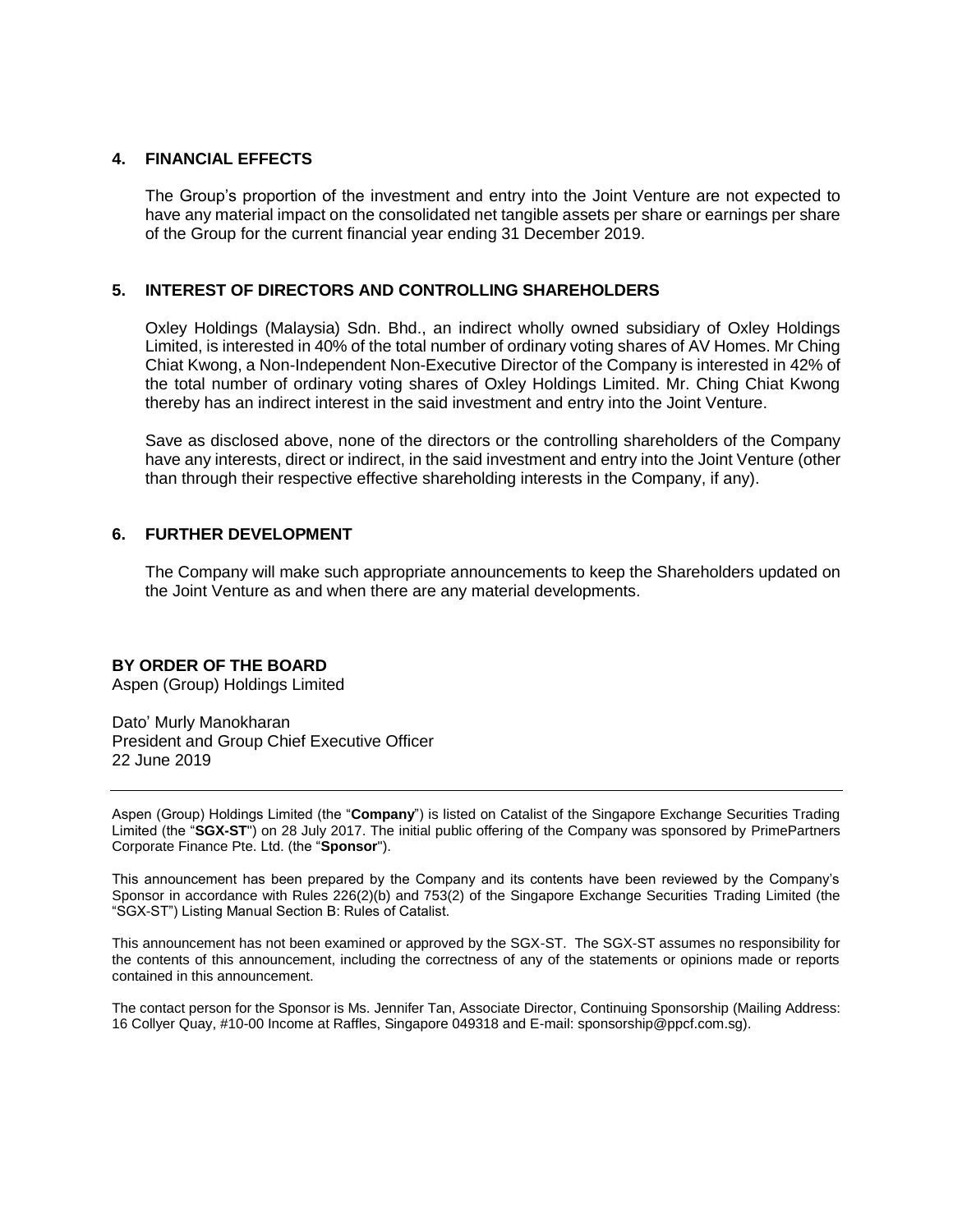## 4. FINANCIAL EFFECTS

The Group's proportion of the investment and entry into the Joint Venture are not expected to have any material impact on the consolidated net tangible assets per share or earnings per share of the Group for the current financial year ending 31 December 2019.

## 5. INTEREST OF DIRECTORS AND CONTROLLING SHAREHOLDERS

Oxley Holdings (Malaysia) Sdn. Bhd., an indirect wholly owned subsidiary of Oxley Holdings Limited, is interested in 40% of the total number of ordinary voting shares of AV Homes. Mr Ching Chiat Kwong, a Non-Independent Non-Executive Director of the Company is interested in 42% of the total number of ordinary voting shares of Oxley Holdings Limited. Mr. Ching Chiat Kwong thereby has an indirect interest in the said investment and entry into the Joint Venture.

Save as disclosed above, none of the directors or the controlling shareholders of the Company have any interests, direct or indirect, in the said investment and entry into the Joint Venture (other than through their respective effective shareholding interests in the Company, if any).

## 6. FURTHER DEVELOPMENT

The Company will make such appropriate announcements to keep the Shareholders updated on the Joint Venture as and when there are any material developments.

**BY ORDER OF THE BOARD**
Aspen (Group) Holdings Limited

Dato' Murly Manokharan
President and Group Chief Executive Officer
22 June 2019

---

Aspen (Group) Holdings Limited (the "**Company**") is listed on Catalist of the Singapore Exchange Securities Trading Limited (the "**SGX-ST**") on 28 July 2017. The initial public offering of the Company was sponsored by PrimePartners Corporate Finance Pte. Ltd. (the "**Sponsor**").

This announcement has been prepared by the Company and its contents have been reviewed by the Company's Sponsor in accordance with Rules 226(2)(b) and 753(2) of the Singapore Exchange Securities Trading Limited (the "SGX-ST") Listing Manual Section B: Rules of Catalist.

This announcement has not been examined or approved by the SGX-ST. The SGX-ST assumes no responsibility for the contents of this announcement, including the correctness of any of the statements or opinions made or reports contained in this announcement.

The contact person for the Sponsor is Ms. Jennifer Tan, Associate Director, Continuing Sponsorship (Mailing Address: 16 Collyer Quay, #10-00 Income at Raffles, Singapore 049318 and E-mail: sponsorship@ppcf.com.sg).